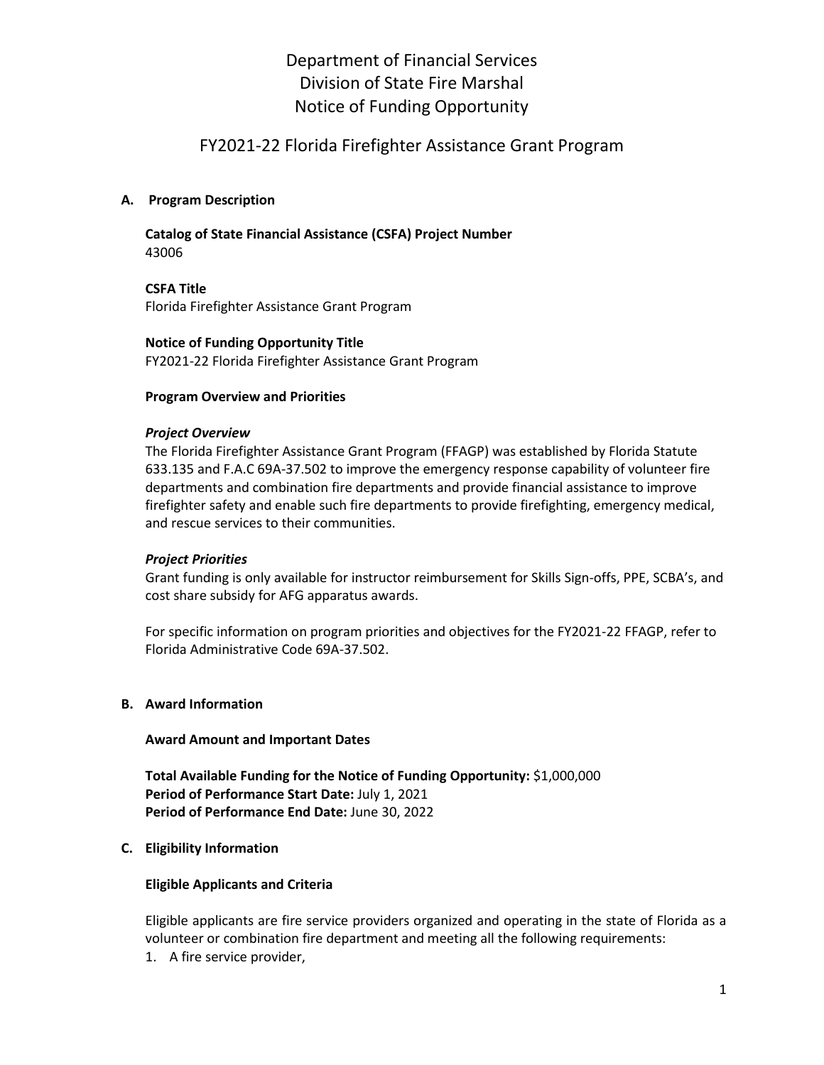# Department of Financial Services
# Division of State Fire Marshal
# Notice of Funding Opportunity

## FY2021-22 Florida Firefighter Assistance Grant Program

**A. Program Description**

**Catalog of State Financial Assistance (CSFA) Project Number**
43006

**CSFA Title**
Florida Firefighter Assistance Grant Program

**Notice of Funding Opportunity Title**
FY2021-22 Florida Firefighter Assistance Grant Program

**Program Overview and Priorities**

***Project Overview***
The Florida Firefighter Assistance Grant Program (FFAGP) was established by Florida Statute 633.135 and F.A.C 69A-37.502 to improve the emergency response capability of volunteer fire departments and combination fire departments and provide financial assistance to improve firefighter safety and enable such fire departments to provide firefighting, emergency medical, and rescue services to their communities.

***Project Priorities***
Grant funding is only available for instructor reimbursement for Skills Sign-offs, PPE, SCBA's, and cost share subsidy for AFG apparatus awards.

For specific information on program priorities and objectives for the FY2021-22 FFAGP, refer to Florida Administrative Code 69A-37.502.

**B. Award Information**

**Award Amount and Important Dates**

**Total Available Funding for the Notice of Funding Opportunity:** $1,000,000
**Period of Performance Start Date:** July 1, 2021
**Period of Performance End Date:** June 30, 2022

**C. Eligibility Information**

**Eligible Applicants and Criteria**

Eligible applicants are fire service providers organized and operating in the state of Florida as a volunteer or combination fire department and meeting all the following requirements:

1. A fire service provider,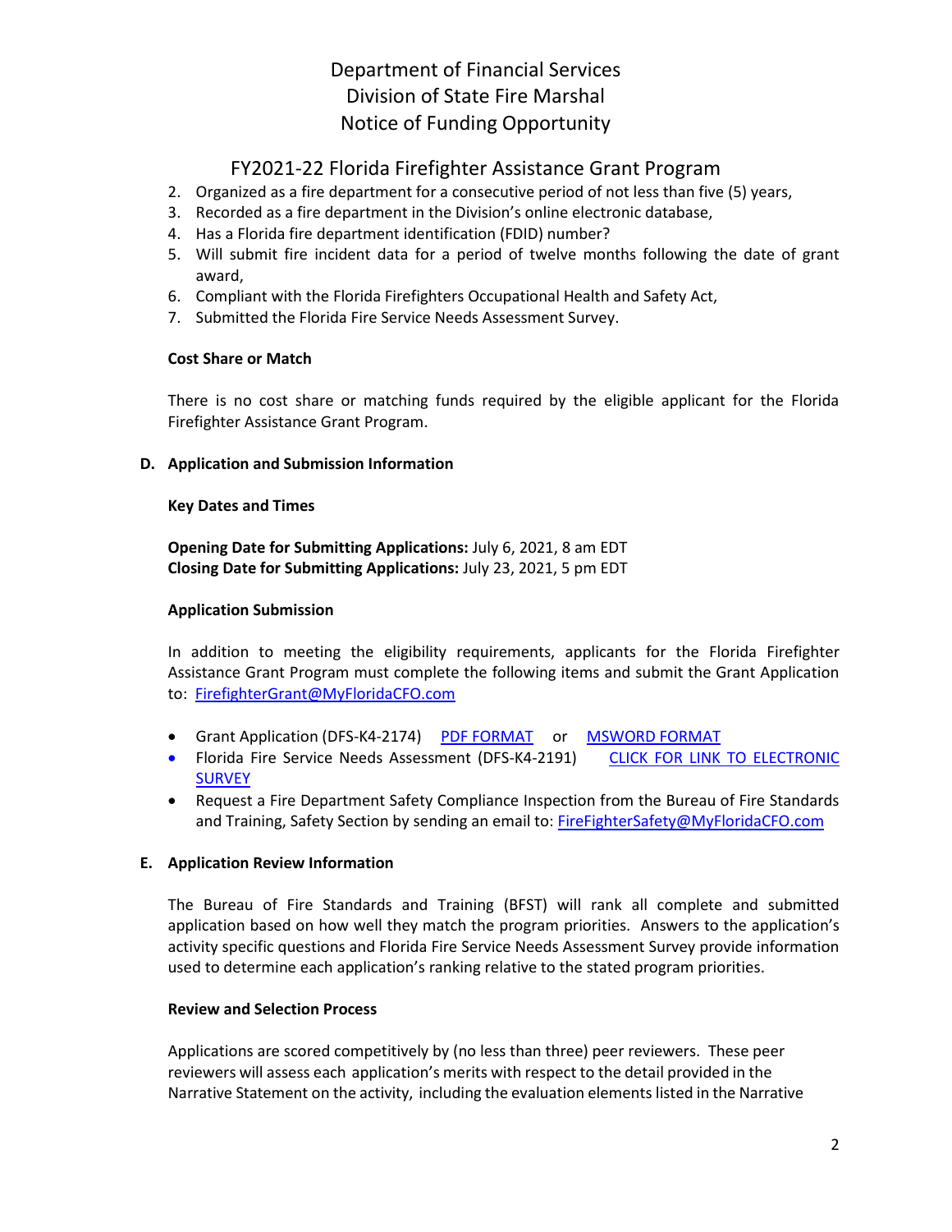2. Organized as a fire department for a consecutive period of not less than five (5) years,
3. Recorded as a fire department in the Division's online electronic database,
4. Has a Florida fire department identification (FDID) number?
5. Will submit fire incident data for a period of twelve months following the date of grant award,
6. Compliant with the Florida Firefighters Occupational Health and Safety Act,
7. Submitted the Florida Fire Service Needs Assessment Survey.

**Cost Share or Match**

There is no cost share or matching funds required by the eligible applicant for the Florida Firefighter Assistance Grant Program.

## D. Application and Submission Information

**Key Dates and Times**

**Opening Date for Submitting Applications:** July 6, 2021, 8 am EDT
**Closing Date for Submitting Applications:** July 23, 2021, 5 pm EDT

**Application Submission**

In addition to meeting the eligibility requirements, applicants for the Florida Firefighter Assistance Grant Program must complete the following items and submit the Grant Application to: FirefighterGrant@MyFloridaCFO.com

- Grant Application (DFS-K4-2174) PDF FORMAT or MSWORD FORMAT
- Florida Fire Service Needs Assessment (DFS-K4-2191) CLICK FOR LINK TO ELECTRONIC SURVEY
- Request a Fire Department Safety Compliance Inspection from the Bureau of Fire Standards and Training, Safety Section by sending an email to: FireFighterSafety@MyFloridaCFO.com

## E. Application Review Information

The Bureau of Fire Standards and Training (BFST) will rank all complete and submitted application based on how well they match the program priorities. Answers to the application's activity specific questions and Florida Fire Service Needs Assessment Survey provide information used to determine each application's ranking relative to the stated program priorities.

**Review and Selection Process**

Applications are scored competitively by (no less than three) peer reviewers. These peer reviewers will assess each application's merits with respect to the detail provided in the Narrative Statement on the activity, including the evaluation elements listed in the Narrative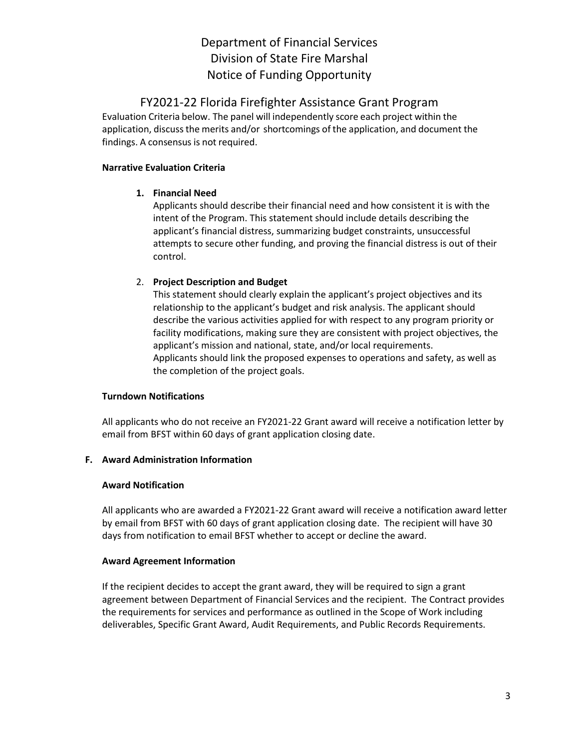Evaluation Criteria below. The panel will independently score each project within the application, discuss the merits and/or shortcomings of the application, and document the findings. A consensus is not required.

**Narrative Evaluation Criteria**

1. **Financial Need**
   Applicants should describe their financial need and how consistent it is with the intent of the Program. This statement should include details describing the applicant's financial distress, summarizing budget constraints, unsuccessful attempts to secure other funding, and proving the financial distress is out of their control.

2. **Project Description and Budget**
   This statement should clearly explain the applicant's project objectives and its relationship to the applicant's budget and risk analysis. The applicant should describe the various activities applied for with respect to any program priority or facility modifications, making sure they are consistent with project objectives, the applicant's mission and national, state, and/or local requirements.
   Applicants should link the proposed expenses to operations and safety, as well as the completion of the project goals.

**Turndown Notifications**

All applicants who do not receive an FY2021-22 Grant award will receive a notification letter by email from BFST within 60 days of grant application closing date.

**F. Award Administration Information**

**Award Notification**

All applicants who are awarded a FY2021-22 Grant award will receive a notification award letter by email from BFST with 60 days of grant application closing date. The recipient will have 30 days from notification to email BFST whether to accept or decline the award.

**Award Agreement Information**

If the recipient decides to accept the grant award, they will be required to sign a grant agreement between Department of Financial Services and the recipient. The Contract provides the requirements for services and performance as outlined in the Scope of Work including deliverables, Specific Grant Award, Audit Requirements, and Public Records Requirements.